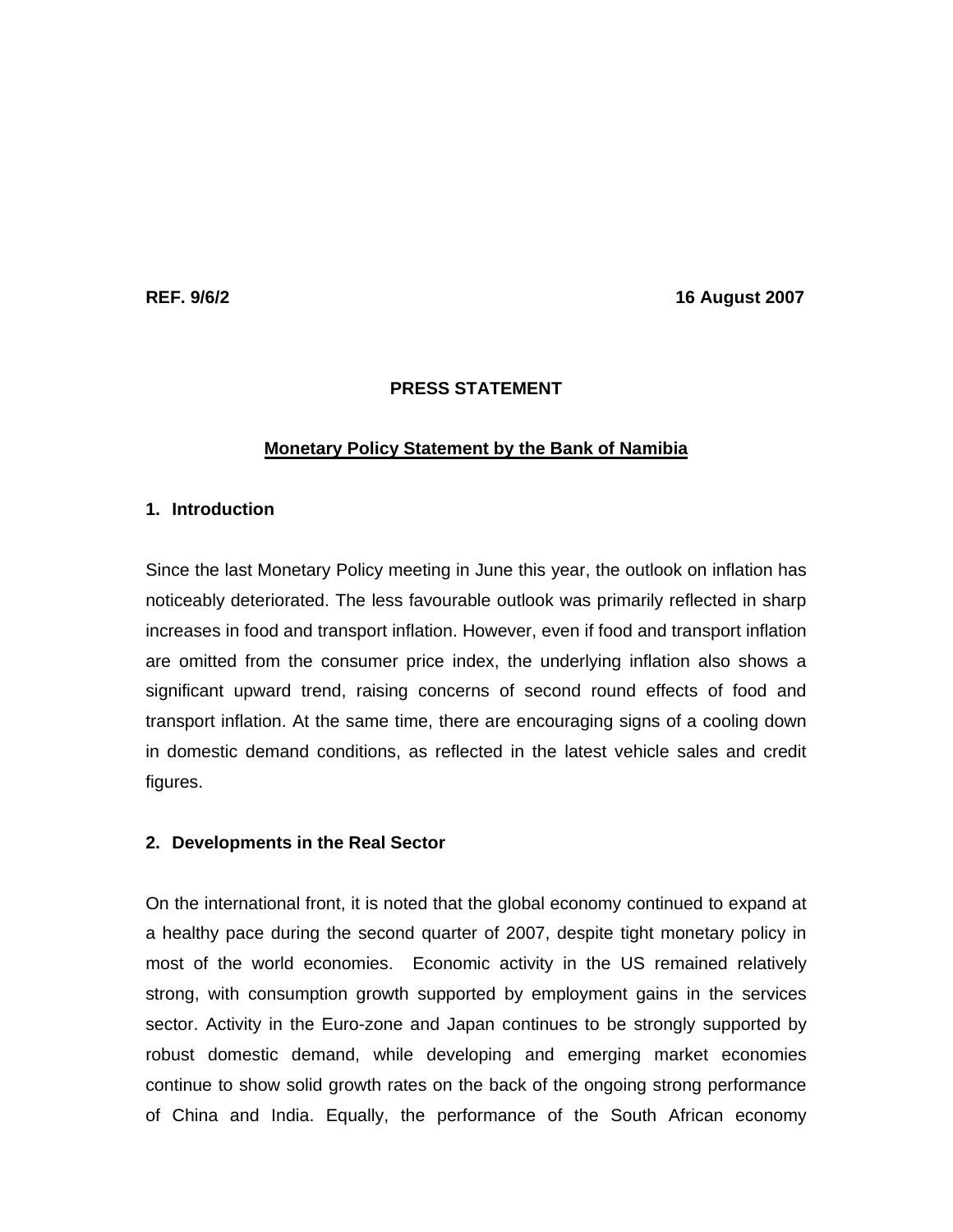**REF. 9/6/2** **16 August 2007**

**PRESS STATEMENT**

**Monetary Policy Statement by the Bank of Namibia**

## 1. Introduction

Since the last Monetary Policy meeting in June this year, the outlook on inflation has noticeably deteriorated. The less favourable outlook was primarily reflected in sharp increases in food and transport inflation. However, even if food and transport inflation are omitted from the consumer price index, the underlying inflation also shows a significant upward trend, raising concerns of second round effects of food and transport inflation. At the same time, there are encouraging signs of a cooling down in domestic demand conditions, as reflected in the latest vehicle sales and credit figures.

## 2. Developments in the Real Sector

On the international front, it is noted that the global economy continued to expand at a healthy pace during the second quarter of 2007, despite tight monetary policy in most of the world economies. Economic activity in the US remained relatively strong, with consumption growth supported by employment gains in the services sector. Activity in the Euro-zone and Japan continues to be strongly supported by robust domestic demand, while developing and emerging market economies continue to show solid growth rates on the back of the ongoing strong performance of China and India. Equally, the performance of the South African economy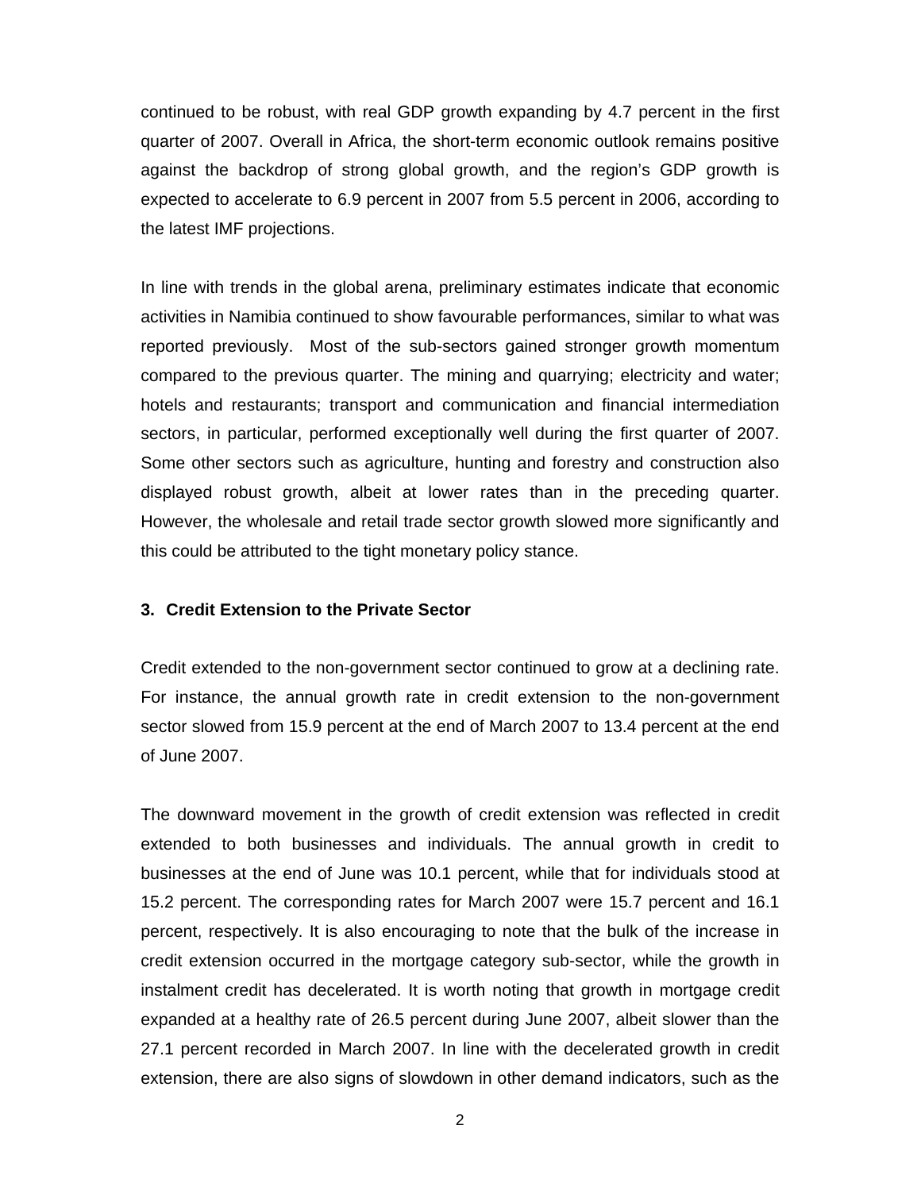continued to be robust, with real GDP growth expanding by 4.7 percent in the first quarter of 2007. Overall in Africa, the short-term economic outlook remains positive against the backdrop of strong global growth, and the region's GDP growth is expected to accelerate to 6.9 percent in 2007 from 5.5 percent in 2006, according to the latest IMF projections.

In line with trends in the global arena, preliminary estimates indicate that economic activities in Namibia continued to show favourable performances, similar to what was reported previously. Most of the sub-sectors gained stronger growth momentum compared to the previous quarter. The mining and quarrying; electricity and water; hotels and restaurants; transport and communication and financial intermediation sectors, in particular, performed exceptionally well during the first quarter of 2007. Some other sectors such as agriculture, hunting and forestry and construction also displayed robust growth, albeit at lower rates than in the preceding quarter. However, the wholesale and retail trade sector growth slowed more significantly and this could be attributed to the tight monetary policy stance.

### 3. Credit Extension to the Private Sector

Credit extended to the non-government sector continued to grow at a declining rate. For instance, the annual growth rate in credit extension to the non-government sector slowed from 15.9 percent at the end of March 2007 to 13.4 percent at the end of June 2007.

The downward movement in the growth of credit extension was reflected in credit extended to both businesses and individuals. The annual growth in credit to businesses at the end of June was 10.1 percent, while that for individuals stood at 15.2 percent. The corresponding rates for March 2007 were 15.7 percent and 16.1 percent, respectively. It is also encouraging to note that the bulk of the increase in credit extension occurred in the mortgage category sub-sector, while the growth in instalment credit has decelerated. It is worth noting that growth in mortgage credit expanded at a healthy rate of 26.5 percent during June 2007, albeit slower than the 27.1 percent recorded in March 2007. In line with the decelerated growth in credit extension, there are also signs of slowdown in other demand indicators, such as the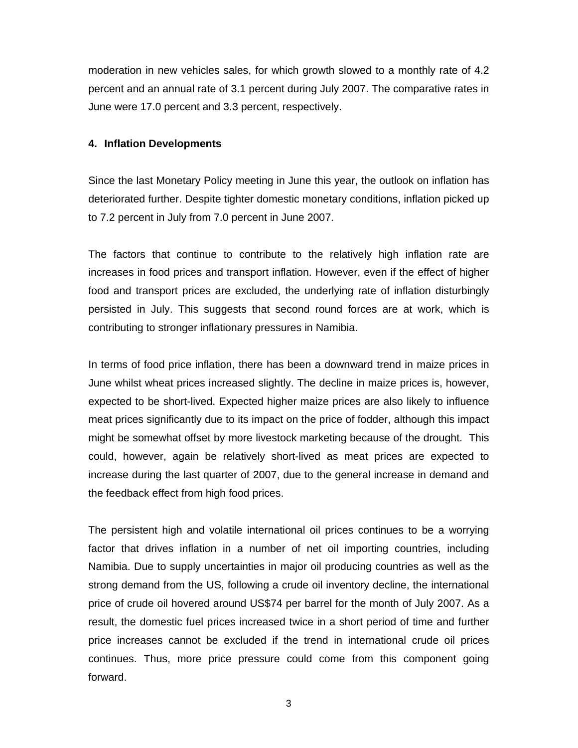moderation in new vehicles sales, for which growth slowed to a monthly rate of 4.2 percent and an annual rate of 3.1 percent during July 2007. The comparative rates in June were 17.0 percent and 3.3 percent, respectively.

## 4. Inflation Developments

Since the last Monetary Policy meeting in June this year, the outlook on inflation has deteriorated further. Despite tighter domestic monetary conditions, inflation picked up to 7.2 percent in July from 7.0 percent in June 2007.

The factors that continue to contribute to the relatively high inflation rate are increases in food prices and transport inflation. However, even if the effect of higher food and transport prices are excluded, the underlying rate of inflation disturbingly persisted in July. This suggests that second round forces are at work, which is contributing to stronger inflationary pressures in Namibia.

In terms of food price inflation, there has been a downward trend in maize prices in June whilst wheat prices increased slightly. The decline in maize prices is, however, expected to be short-lived. Expected higher maize prices are also likely to influence meat prices significantly due to its impact on the price of fodder, although this impact might be somewhat offset by more livestock marketing because of the drought. This could, however, again be relatively short-lived as meat prices are expected to increase during the last quarter of 2007, due to the general increase in demand and the feedback effect from high food prices.

The persistent high and volatile international oil prices continues to be a worrying factor that drives inflation in a number of net oil importing countries, including Namibia. Due to supply uncertainties in major oil producing countries as well as the strong demand from the US, following a crude oil inventory decline, the international price of crude oil hovered around US$74 per barrel for the month of July 2007. As a result, the domestic fuel prices increased twice in a short period of time and further price increases cannot be excluded if the trend in international crude oil prices continues. Thus, more price pressure could come from this component going forward.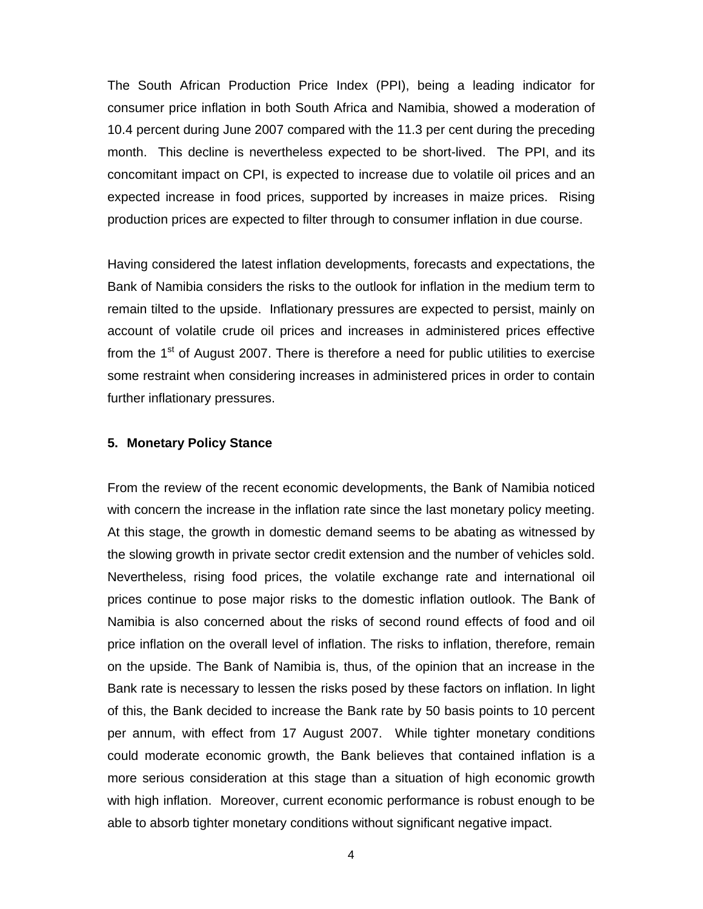The South African Production Price Index (PPI), being a leading indicator for consumer price inflation in both South Africa and Namibia, showed a moderation of 10.4 percent during June 2007 compared with the 11.3 per cent during the preceding month. This decline is nevertheless expected to be short-lived. The PPI, and its concomitant impact on CPI, is expected to increase due to volatile oil prices and an expected increase in food prices, supported by increases in maize prices. Rising production prices are expected to filter through to consumer inflation in due course.

Having considered the latest inflation developments, forecasts and expectations, the Bank of Namibia considers the risks to the outlook for inflation in the medium term to remain tilted to the upside. Inflationary pressures are expected to persist, mainly on account of volatile crude oil prices and increases in administered prices effective from the 1st of August 2007. There is therefore a need for public utilities to exercise some restraint when considering increases in administered prices in order to contain further inflationary pressures.

### 5. Monetary Policy Stance

From the review of the recent economic developments, the Bank of Namibia noticed with concern the increase in the inflation rate since the last monetary policy meeting. At this stage, the growth in domestic demand seems to be abating as witnessed by the slowing growth in private sector credit extension and the number of vehicles sold. Nevertheless, rising food prices, the volatile exchange rate and international oil prices continue to pose major risks to the domestic inflation outlook. The Bank of Namibia is also concerned about the risks of second round effects of food and oil price inflation on the overall level of inflation. The risks to inflation, therefore, remain on the upside. The Bank of Namibia is, thus, of the opinion that an increase in the Bank rate is necessary to lessen the risks posed by these factors on inflation. In light of this, the Bank decided to increase the Bank rate by 50 basis points to 10 percent per annum, with effect from 17 August 2007. While tighter monetary conditions could moderate economic growth, the Bank believes that contained inflation is a more serious consideration at this stage than a situation of high economic growth with high inflation. Moreover, current economic performance is robust enough to be able to absorb tighter monetary conditions without significant negative impact.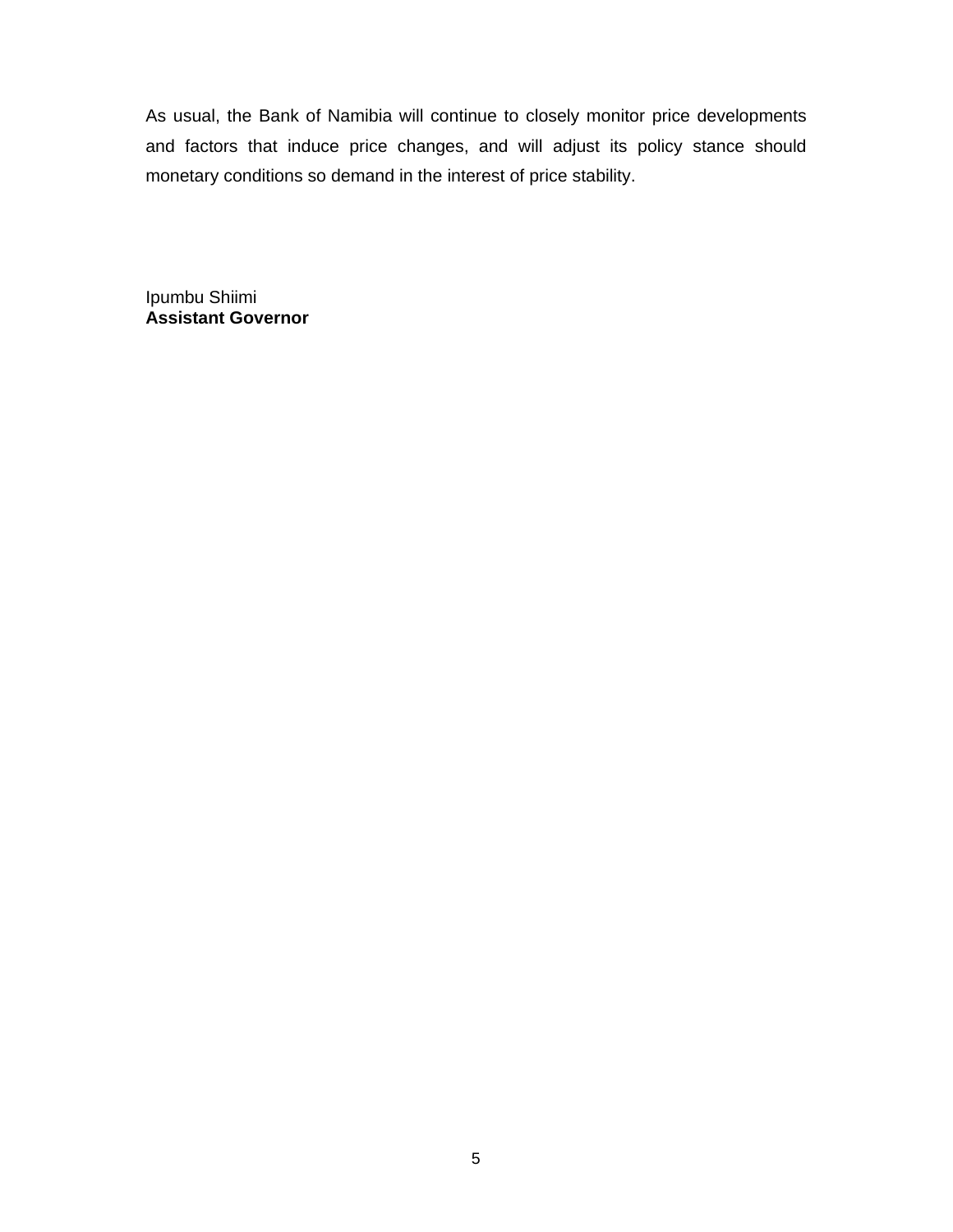As usual, the Bank of Namibia will continue to closely monitor price developments and factors that induce price changes, and will adjust its policy stance should monetary conditions so demand in the interest of price stability.

Ipumbu Shiimi
**Assistant Governor**